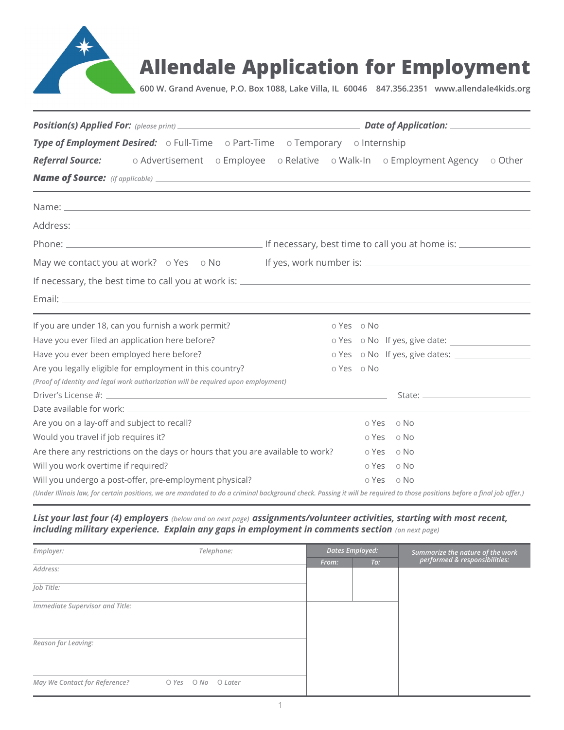# Allendale Application for Employment

**600 W. Grand Avenue, P.O. Box 1088, Lake Villa, IL 60046 847.356.2351 www.allendale4kids.org**

***Position(s) Applied For:*** *(please print)* ______________________ ***Date of Application:*** __________

***Type of Employment Desired:*** o Full-Time o Part-Time o Temporary o Internship

***Referral Source:*** o Advertisement o Employee o Relative o Walk-In o Employment Agency o Other

***Name of Source:*** *(if applicable)* ______________________

---

Name: ______________________

Address: ______________________

Phone: ______________________ If necessary, best time to call you at home is: __________

May we contact you at work? o Yes o No If yes, work number is: __________

If necessary, the best time to call you at work is: ______________________

Email: ______________________

---

If you are under 18, can you furnish a work permit? o Yes o No

Have you ever filed an application here before? o Yes o No If yes, give date: __________

Have you ever been employed here before? o Yes o No If yes, give dates: __________

Are you legally eligible for employment in this country? o Yes o No

*(Proof of Identity and legal work authorization will be required upon employment)*

Driver's License #: ______________________ State: __________

Date available for work: ______________________

Are you on a lay-off and subject to recall? o Yes o No

Would you travel if job requires it? o Yes o No

Are there any restrictions on the days or hours that you are available to work? o Yes o No

Will you work overtime if required? o Yes o No

Will you undergo a post-offer, pre-employment physical? o Yes o No

*(Under Illinois law, for certain positions, we are mandated to do a criminal background check. Passing it will be required to those positions before a final job offer.)*

---

***List your last four (4) employers*** *(below and on next page)* ***assignments/volunteer activities, starting with most recent, including military experience. Explain any gaps in employment in comments section*** *(on next page)*

| *Employer:* | *Telephone:* | *Dates Employed: From:* | *To:* | *Summarize the nature of the work performed & responsibilities:* |
|---|---|---|---|---|
| *Address:* | | | | |
| *Job Title:* | | | | |
| *Immediate Supervisor and Title:* | | | | |
| *Reason for Leaving:* | | | | |
| *May We Contact for Reference?* | *O Yes O No O Later* | | | |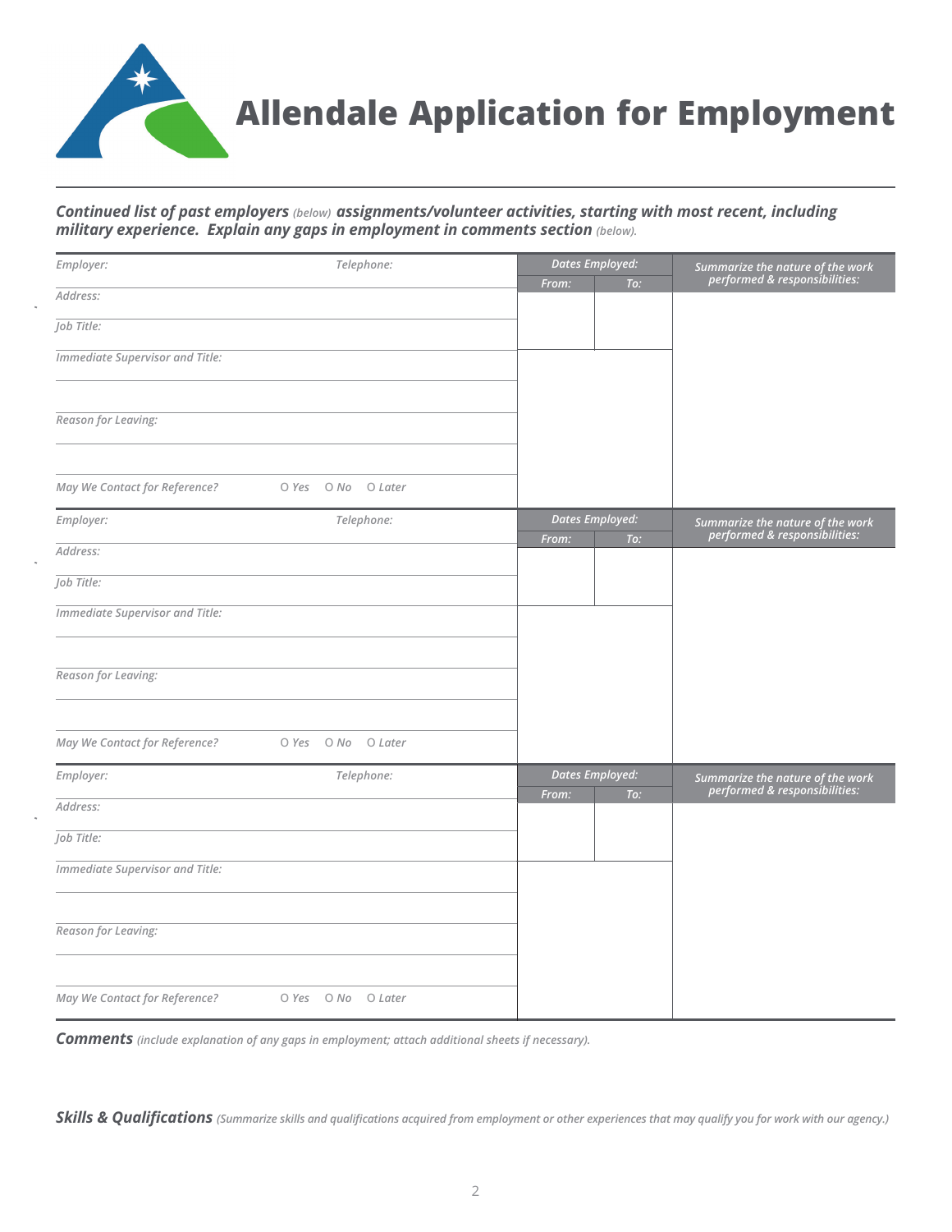# Allendale Application for Employment

***Continued list of past employers*** *(below)* ***assignments/volunteer activities, starting with most recent, including military experience. Explain any gaps in employment in comments section*** *(below).*

| *Employer:* | *Telephone:* | *Dates Employed:* | | *Summarize the nature of the work performed & responsibilities:* |
|---|---|---|---|---|
| *Address:* | | *From:* | *To:* | |
| *Job Title:* | | | | |
| *Immediate Supervisor and Title:* | | | | |
| | | | | |
| *Reason for Leaving:* | | | | |
| | | | | |
| *May We Contact for Reference?* | O *Yes* O *No* O *Later* | | | |

| *Employer:* | *Telephone:* | *Dates Employed:* | | *Summarize the nature of the work performed & responsibilities:* |
|---|---|---|---|---|
| *Address:* | | *From:* | *To:* | |
| *Job Title:* | | | | |
| *Immediate Supervisor and Title:* | | | | |
| | | | | |
| *Reason for Leaving:* | | | | |
| | | | | |
| *May We Contact for Reference?* | O *Yes* O *No* O *Later* | | | |

| *Employer:* | *Telephone:* | *Dates Employed:* | | *Summarize the nature of the work performed & responsibilities:* |
|---|---|---|---|---|
| *Address:* | | *From:* | *To:* | |
| *Job Title:* | | | | |
| *Immediate Supervisor and Title:* | | | | |
| | | | | |
| *Reason for Leaving:* | | | | |
| | | | | |
| *May We Contact for Reference?* | O *Yes* O *No* O *Later* | | | |

***Comments*** *(include explanation of any gaps in employment; attach additional sheets if necessary).*

***Skills & Qualifications*** *(Summarize skills and qualifications acquired from employment or other experiences that may qualify you for work with our agency.)*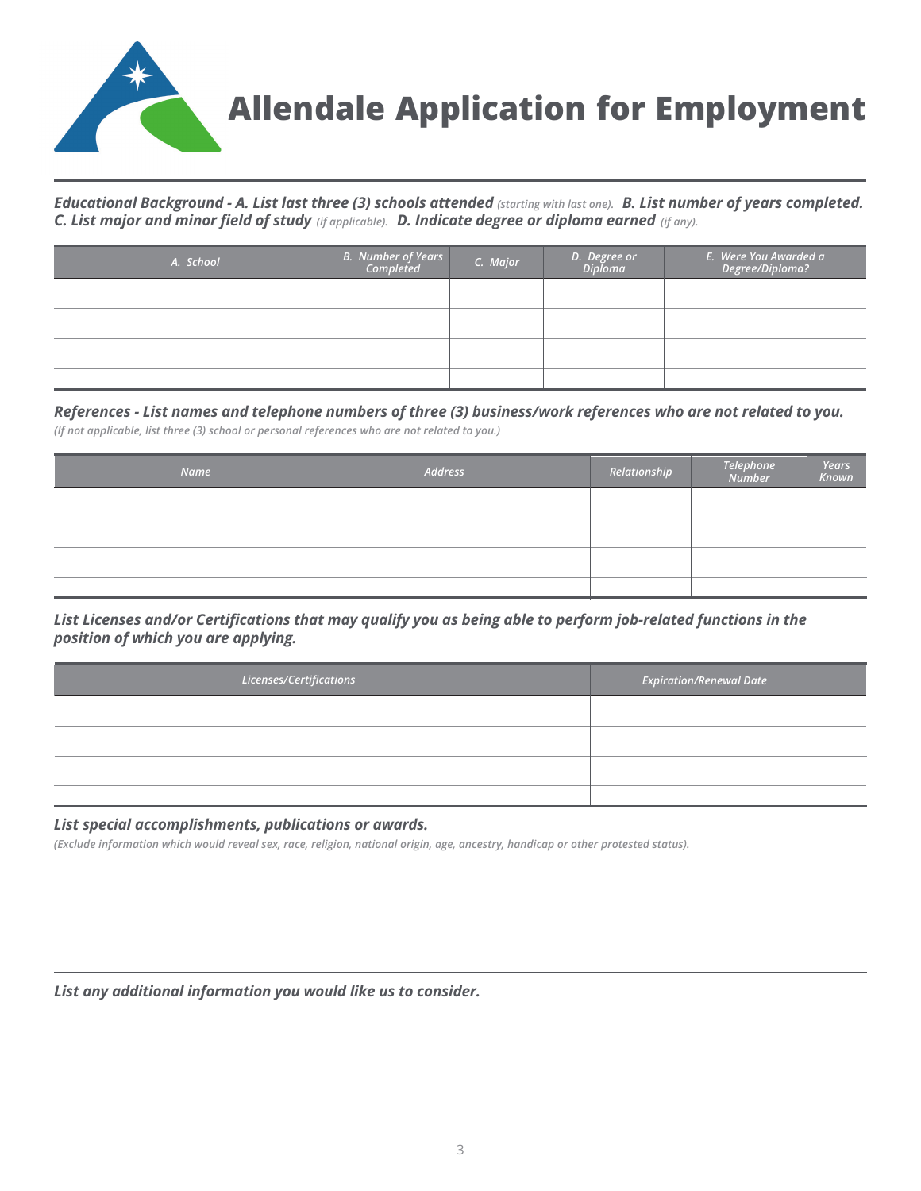# Allendale Application for Employment

***Educational Background - A. List last three (3) schools attended*** *(starting with last one).* ***B. List number of years completed. C. List major and minor field of study*** *(if applicable).* ***D. Indicate degree or diploma earned*** *(if any).*

| A. School | B. Number of Years Completed | C. Major | D. Degree or Diploma | E. Were You Awarded a Degree/Diploma? |
|---|---|---|---|---|
| | | | | |
| | | | | |
| | | | | |
| | | | | |

***References - List names and telephone numbers of three (3) business/work references who are not related to you.***

*(If not applicable, list three (3) school or personal references who are not related to you.)*

| Name | Address | Relationship | Telephone Number | Years Known |
|---|---|---|---|---|
| | | | | |
| | | | | |
| | | | | |
| | | | | |

***List Licenses and/or Certifications that may qualify you as being able to perform job-related functions in the position of which you are applying.***

| Licenses/Certifications | Expiration/Renewal Date |
|---|---|
| | |
| | |
| | |
| | |

***List special accomplishments, publications or awards.***

*(Exclude information which would reveal sex, race, religion, national origin, age, ancestry, handicap or other protested status).*

***List any additional information you would like us to consider.***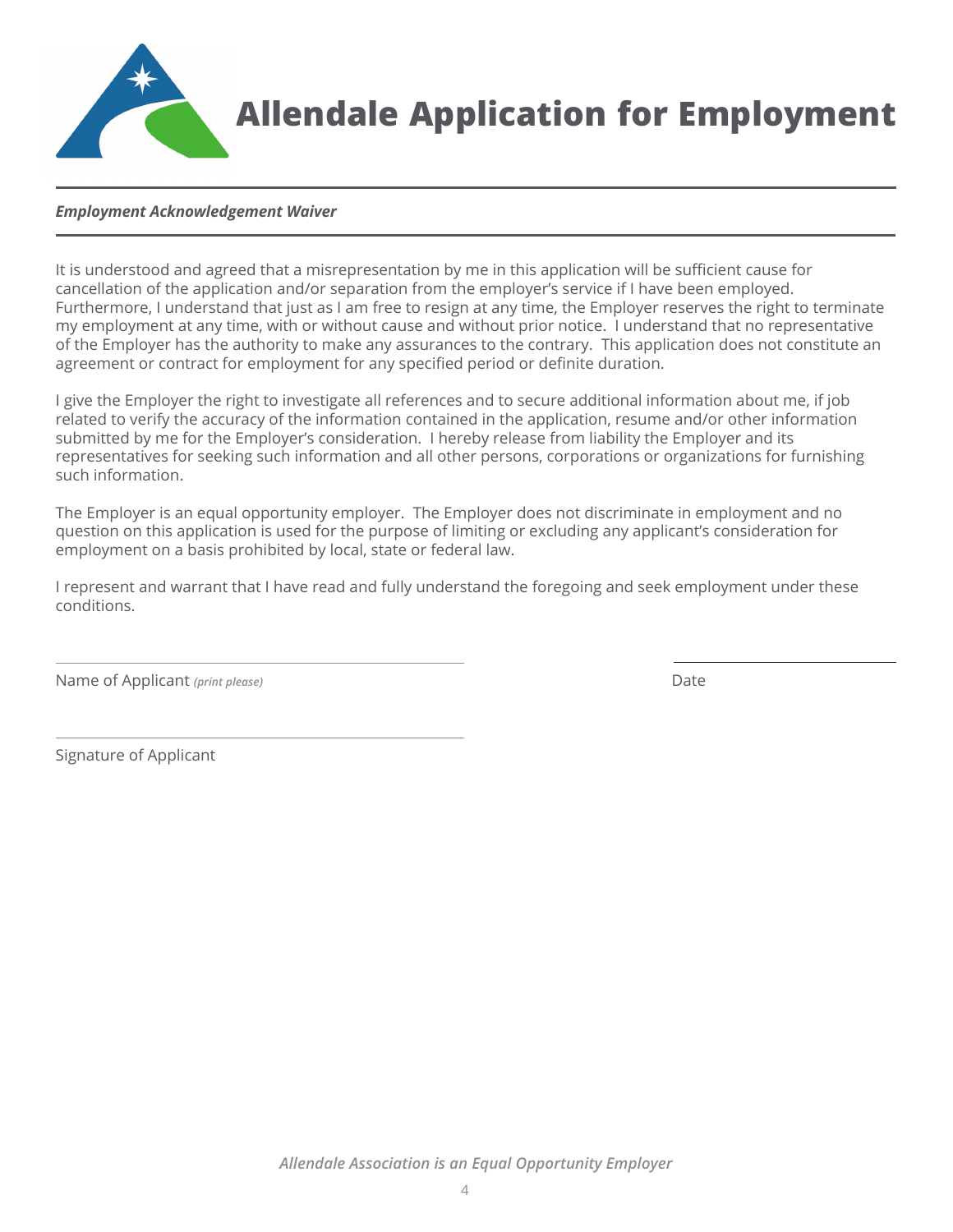# Allendale Application for Employment

***Employment Acknowledgement Waiver***

It is understood and agreed that a misrepresentation by me in this application will be sufficient cause for cancellation of the application and/or separation from the employer's service if I have been employed. Furthermore, I understand that just as I am free to resign at any time, the Employer reserves the right to terminate my employment at any time, with or without cause and without prior notice. I understand that no representative of the Employer has the authority to make any assurances to the contrary. This application does not constitute an agreement or contract for employment for any specified period or definite duration.

I give the Employer the right to investigate all references and to secure additional information about me, if job related to verify the accuracy of the information contained in the application, resume and/or other information submitted by me for the Employer's consideration. I hereby release from liability the Employer and its representatives for seeking such information and all other persons, corporations or organizations for furnishing such information.

The Employer is an equal opportunity employer. The Employer does not discriminate in employment and no question on this application is used for the purpose of limiting or excluding any applicant's consideration for employment on a basis prohibited by local, state or federal law.

I represent and warrant that I have read and fully understand the foregoing and seek employment under these conditions.

_______________________________________ &nbsp;&nbsp;&nbsp;&nbsp;&nbsp;&nbsp;&nbsp;&nbsp; ____________________
Name of Applicant *(print please)* &nbsp;&nbsp;&nbsp;&nbsp;&nbsp;&nbsp;&nbsp;&nbsp; Date

_______________________________________
Signature of Applicant

*Allendale Association is an Equal Opportunity Employer*